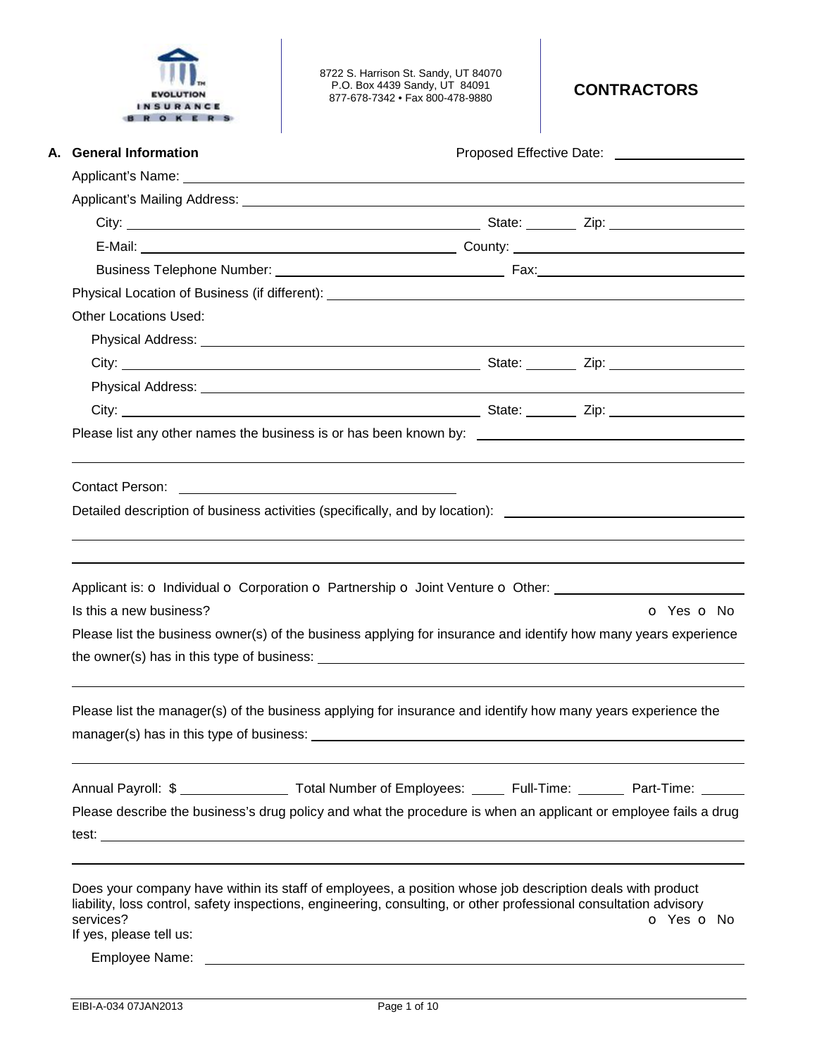8722 S. Harrison St. Sandy, UT 84070
P.O. Box 4439 Sandy, UT 84091
877-678-7342 • Fax 800-478-9880

# CONTRACTORS

## A. General Information

Proposed Effective Date: ________________

Applicant's Name: ________________

Applicant's Mailing Address: ________________

City: ________________ State: ________ Zip: ________________

E-Mail: ________________ County: ________________

Business Telephone Number: ________________ Fax: ________________

Physical Location of Business (if different): ________________

Other Locations Used:

Physical Address: ________________

City: ________________ State: ________ Zip: ________________

Physical Address: ________________

City: ________________ State: ________ Zip: ________________

Please list any other names the business is or has been known by: ________________

Contact Person: ________________

Detailed description of business activities (specifically, and by location): ________________

Applicant is: o Individual o Corporation o Partnership o Joint Venture o Other: ________________

Is this a new business? o Yes o No

Please list the business owner(s) of the business applying for insurance and identify how many years experience the owner(s) has in this type of business: ________________

Please list the manager(s) of the business applying for insurance and identify how many years experience the manager(s) has in this type of business: ________________

Annual Payroll: $ ________________ Total Number of Employees: ______ Full-Time: ______ Part-Time: ______

Please describe the business's drug policy and what the procedure is when an applicant or employee fails a drug test: ________________

Does your company have within its staff of employees, a position whose job description deals with product liability, loss control, safety inspections, engineering, consulting, or other professional consultation advisory services? o Yes o No

If yes, please tell us:

Employee Name: ________________

EIBI-A-034 07JAN2013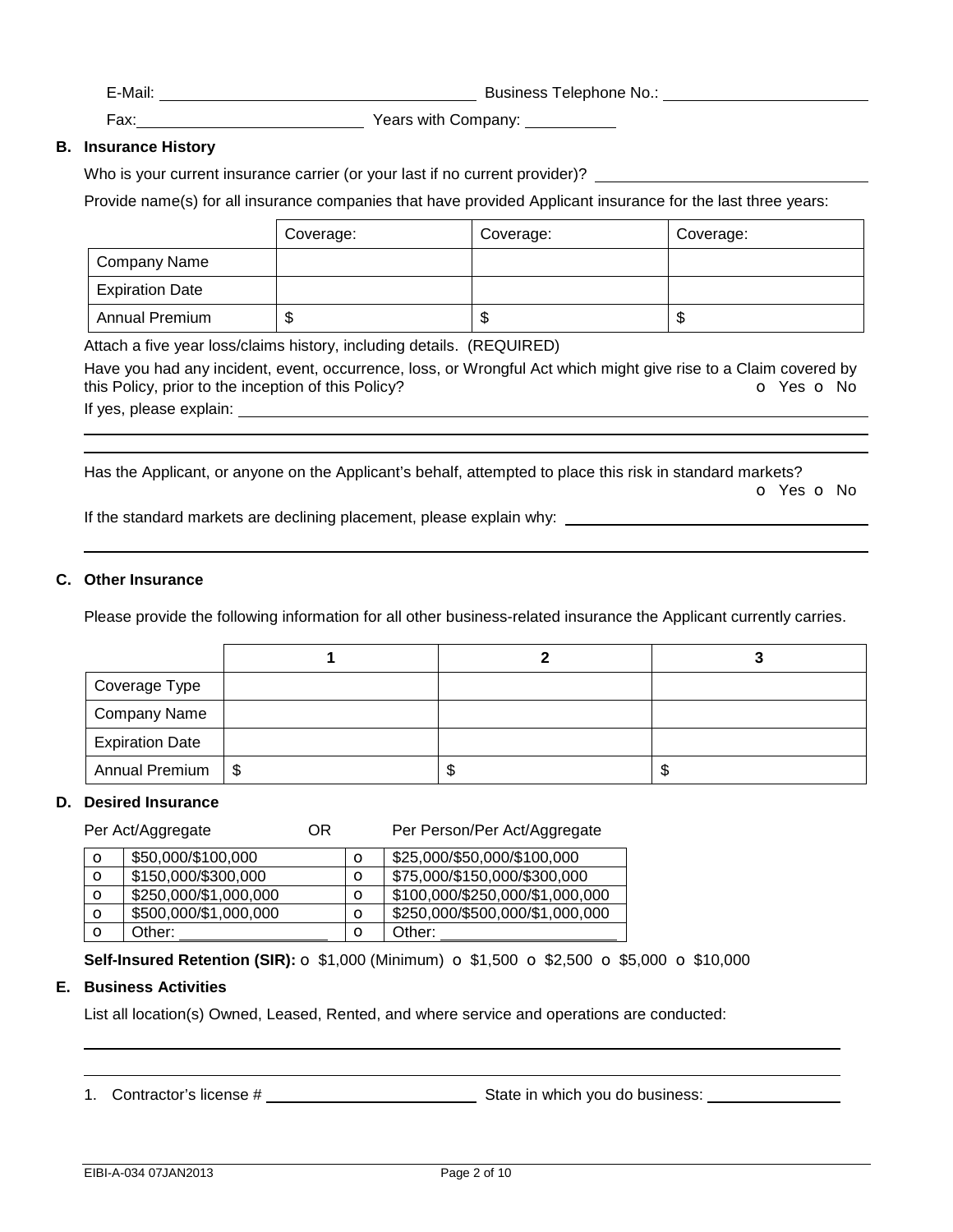E-Mail: ____________________ Business Telephone No.: ____________________

Fax: ____________________ Years with Company: __________

## B. Insurance History

Who is your current insurance carrier (or your last if no current provider)? ____________________

Provide name(s) for all insurance companies that have provided Applicant insurance for the last three years:

| | Coverage: | Coverage: | Coverage: |
|---|---|---|---|
| Company Name | | | |
| Expiration Date | | | |
| Annual Premium | $ | $ | $ |

Attach a five year loss/claims history, including details. (REQUIRED)

Have you had any incident, event, occurrence, loss, or Wrongful Act which might give rise to a Claim covered by this Policy, prior to the inception of this Policy? o Yes o No

If yes, please explain: ____________________

Has the Applicant, or anyone on the Applicant's behalf, attempted to place this risk in standard markets? o Yes o No

If the standard markets are declining placement, please explain why: ____________________

## C. Other Insurance

Please provide the following information for all other business-related insurance the Applicant currently carries.

| | 1 | 2 | 3 |
|---|---|---|---|
| Coverage Type | | | |
| Company Name | | | |
| Expiration Date | | | |
| Annual Premium | $ | $ | $ |

## D. Desired Insurance

Per Act/Aggregate OR Per Person/Per Act/Aggregate

| | Per Act/Aggregate | | Per Person/Per Act/Aggregate |
|---|---|---|---|
| o | $50,000/$100,000 | o | $25,000/$50,000/$100,000 |
| o | $150,000/$300,000 | o | $75,000/$150,000/$300,000 |
| o | $250,000/$1,000,000 | o | $100,000/$250,000/$1,000,000 |
| o | $500,000/$1,000,000 | o | $250,000/$500,000/$1,000,000 |
| o | Other: __________ | o | Other: __________ |

**Self-Insured Retention (SIR):** o $1,000 (Minimum) o $1,500 o $2,500 o $5,000 o $10,000

## E. Business Activities

List all location(s) Owned, Leased, Rented, and where service and operations are conducted:

____________________

1. Contractor's license # ____________________ State in which you do business: ____________________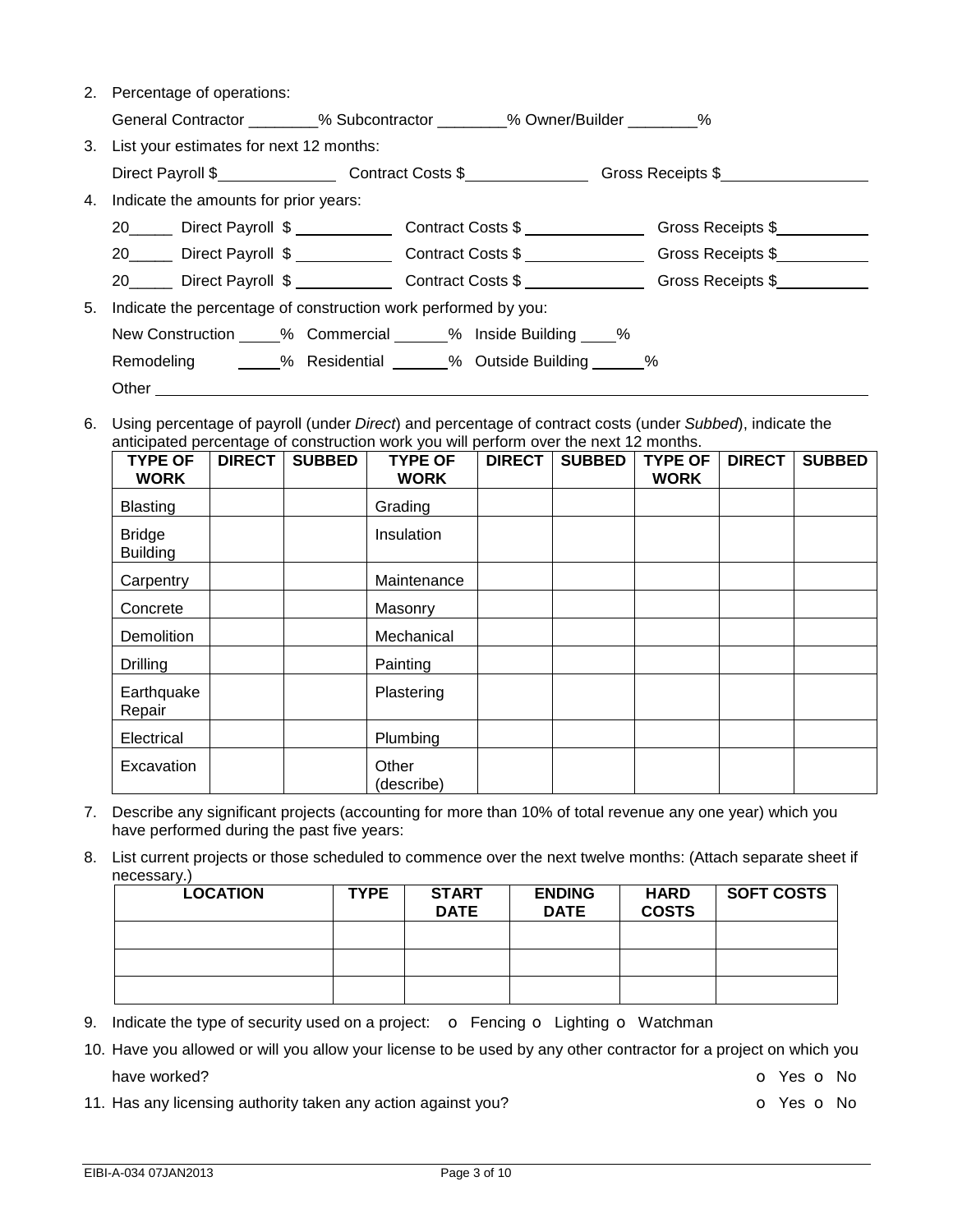2. Percentage of operations:

   General Contractor ________% Subcontractor ________% Owner/Builder ________%

3. List your estimates for next 12 months:

   Direct Payroll $______________ Contract Costs $______________ Gross Receipts $________________

4. Indicate the amounts for prior years:

   20_____ Direct Payroll $ ___________ Contract Costs $ ______________ Gross Receipts $___________

   20_____ Direct Payroll $ ___________ Contract Costs $ ______________ Gross Receipts $___________

   20_____ Direct Payroll $ ___________ Contract Costs $ ______________ Gross Receipts $___________

5. Indicate the percentage of construction work performed by you:

   New Construction _____% Commercial ______% Inside Building ____%

   Remodeling _____% Residential _______% Outside Building ______%

   Other ______________________________________________________________________________

6. Using percentage of payroll (under *Direct*) and percentage of contract costs (under *Subbed*), indicate the anticipated percentage of construction work you will perform over the next 12 months.

| TYPE OF WORK | DIRECT | SUBBED | TYPE OF WORK | DIRECT | SUBBED | TYPE OF WORK | DIRECT | SUBBED |
|---|---|---|---|---|---|---|---|---|
| Blasting | | | Grading | | | | | |
| Bridge Building | | | Insulation | | | | | |
| Carpentry | | | Maintenance | | | | | |
| Concrete | | | Masonry | | | | | |
| Demolition | | | Mechanical | | | | | |
| Drilling | | | Painting | | | | | |
| Earthquake Repair | | | Plastering | | | | | |
| Electrical | | | Plumbing | | | | | |
| Excavation | | | Other (describe) | | | | | |

7. Describe any significant projects (accounting for more than 10% of total revenue any one year) which you have performed during the past five years:

8. List current projects or those scheduled to commence over the next twelve months: (Attach separate sheet if necessary.)

| LOCATION | TYPE | START DATE | ENDING DATE | HARD COSTS | SOFT COSTS |
|---|---|---|---|---|---|
| | | | | | |
| | | | | | |
| | | | | | |

9. Indicate the type of security used on a project: o Fencing o Lighting o Watchman

10. Have you allowed or will you allow your license to be used by any other contractor for a project on which you have worked? o Yes o No

11. Has any licensing authority taken any action against you? o Yes o No

EIBI-A-034 07JAN2013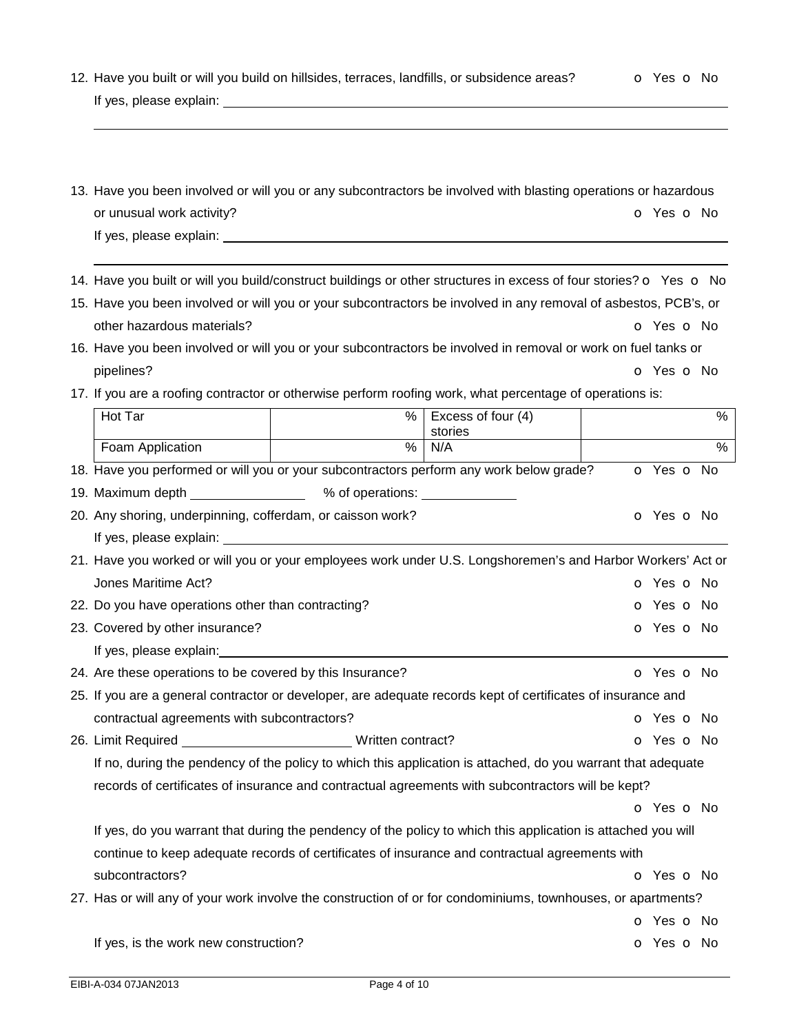12. Have you built or will you build on hillsides, terraces, landfills, or subsidence areas? o Yes o No

    If yes, please explain: ______________________________________________

    ______________________________________________

13. Have you been involved or will you or any subcontractors be involved with blasting operations or hazardous or unusual work activity? o Yes o No

    If yes, please explain: ______________________________________________

    ______________________________________________

14. Have you built or will you build/construct buildings or other structures in excess of four stories? o Yes o No
15. Have you been involved or will you or your subcontractors be involved in any removal of asbestos, PCB's, or other hazardous materials? o Yes o No
16. Have you been involved or will you or your subcontractors be involved in removal or work on fuel tanks or pipelines? o Yes o No
17. If you are a roofing contractor or otherwise perform roofing work, what percentage of operations is:

| Hot Tar | % | Excess of four (4) stories | % |
|---|---|---|---|
| Foam Application | % | N/A | % |

18. Have you performed or will you or your subcontractors perform any work below grade? o Yes o No
19. Maximum depth ______________ % of operations: ____________
20. Any shoring, underpinning, cofferdam, or caisson work? o Yes o No

    If yes, please explain: ______________________________________________

21. Have you worked or will you or your employees work under U.S. Longshoremen's and Harbor Workers' Act or Jones Maritime Act? o Yes o No
22. Do you have operations other than contracting? o Yes o No
23. Covered by other insurance? o Yes o No

    If yes, please explain: ______________________________________________

24. Are these operations to be covered by this Insurance? o Yes o No
25. If you are a general contractor or developer, are adequate records kept of certificates of insurance and contractual agreements with subcontractors? o Yes o No
26. Limit Required ____________________ Written contract? o Yes o No

    If no, during the pendency of the policy to which this application is attached, do you warrant that adequate records of certificates of insurance and contractual agreements with subcontractors will be kept? o Yes o No

    If yes, do you warrant that during the pendency of the policy to which this application is attached you will continue to keep adequate records of certificates of insurance and contractual agreements with subcontractors? o Yes o No

27. Has or will any of your work involve the construction of or for condominiums, townhouses, or apartments? o Yes o No

    If yes, is the work new construction? o Yes o No

EIBI-A-034 07JAN2013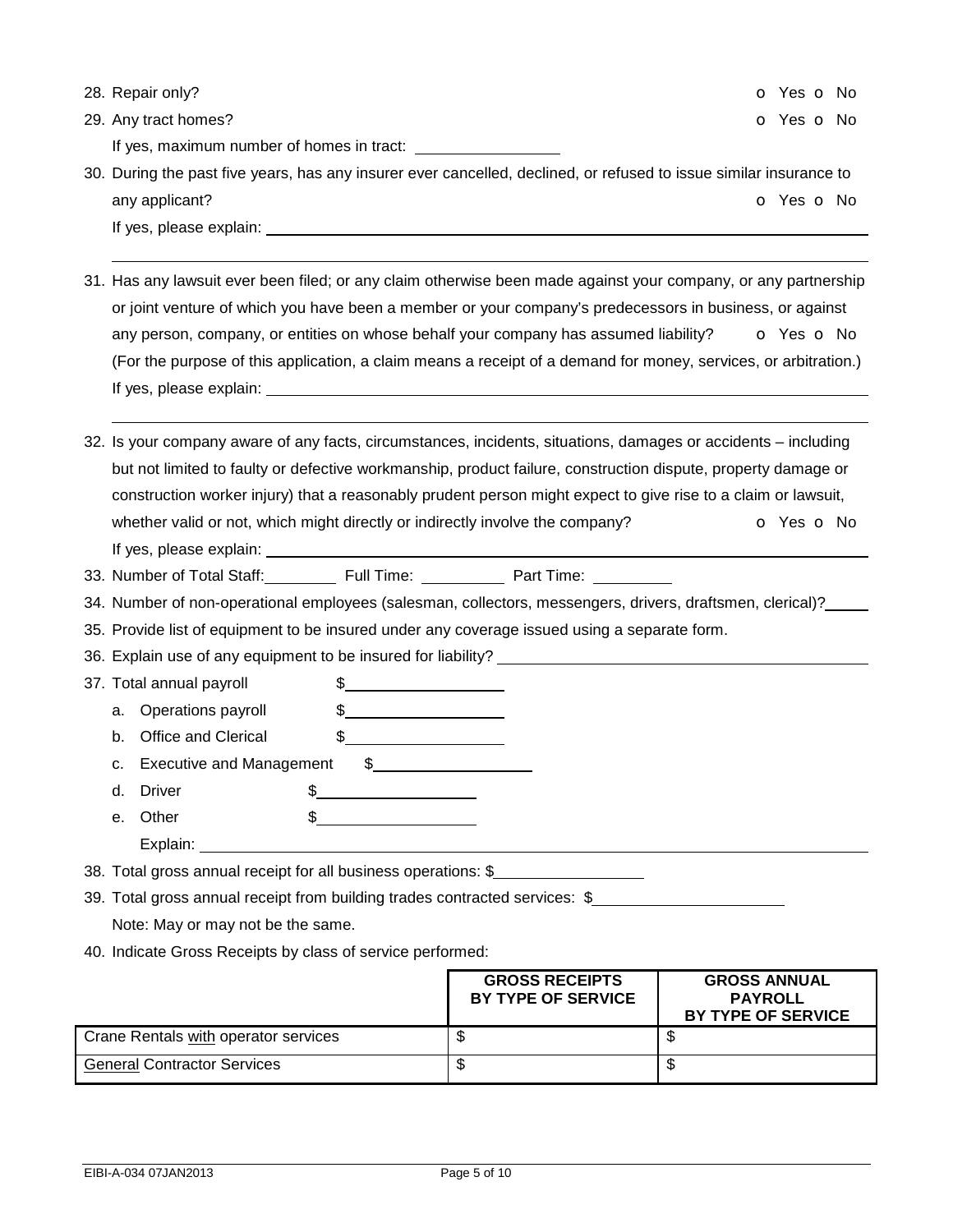28. Repair only? o Yes o No
29. Any tract homes? o Yes o No
    If yes, maximum number of homes in tract: ________________
30. During the past five years, has any insurer ever cancelled, declined, or refused to issue similar insurance to any applicant? o Yes o No
    If yes, please explain: ______________________________________________________________________
    ______________________________________________________________________________________________
31. Has any lawsuit ever been filed; or any claim otherwise been made against your company, or any partnership or joint venture of which you have been a member or your company's predecessors in business, or against any person, company, or entities on whose behalf your company has assumed liability? o Yes o No
    (For the purpose of this application, a claim means a receipt of a demand for money, services, or arbitration.)
    If yes, please explain: ______________________________________________________________________
    ______________________________________________________________________________________________
32. Is your company aware of any facts, circumstances, incidents, situations, damages or accidents – including but not limited to faulty or defective workmanship, product failure, construction dispute, property damage or construction worker injury) that a reasonably prudent person might expect to give rise to a claim or lawsuit, whether valid or not, which might directly or indirectly involve the company? o Yes o No
    If yes, please explain: ______________________________________________________________________
33. Number of Total Staff: ________ Full Time: __________ Part Time: _________
34. Number of non-operational employees (salesman, collectors, messengers, drivers, draftsmen, clerical)? _____
35. Provide list of equipment to be insured under any coverage issued using a separate form.
36. Explain use of any equipment to be insured for liability? ___________________________________________
37. Total annual payroll $__________________
    a. Operations payroll $__________________
    b. Office and Clerical $__________________
    c. Executive and Management $__________________
    d. Driver $__________________
    e. Other $__________________
       Explain: ____________________________________________________________________________
38. Total gross annual receipt for all business operations: $_________________
39. Total gross annual receipt from building trades contracted services: $_____________________
    Note: May or may not be the same.
40. Indicate Gross Receipts by class of service performed:

| | GROSS RECEIPTS BY TYPE OF SERVICE | GROSS ANNUAL PAYROLL BY TYPE OF SERVICE |
|---|---|---|
| Crane Rentals with operator services | $ | $ |
| General Contractor Services | $ | $ |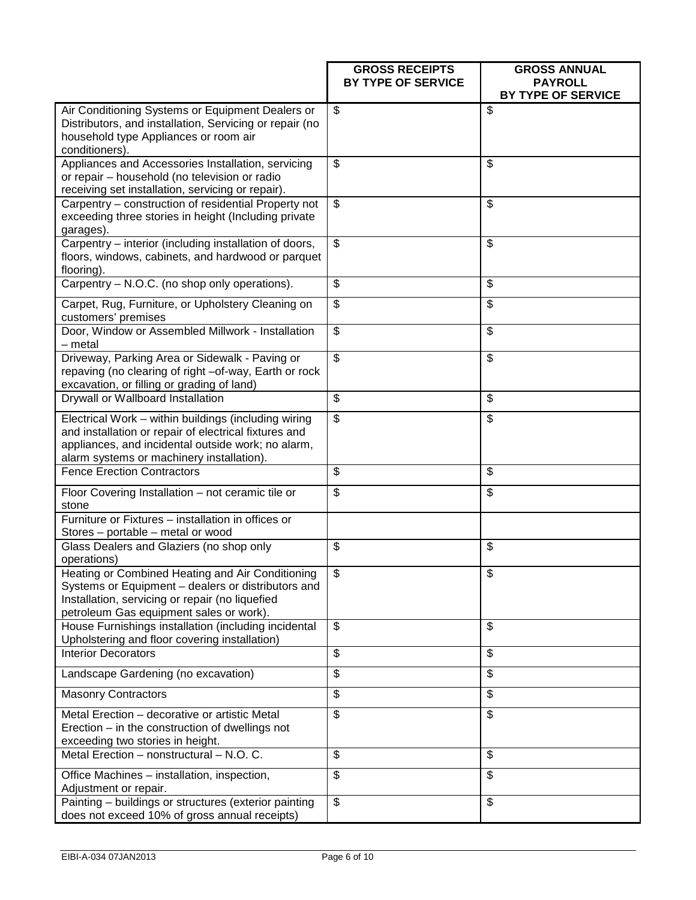| | GROSS RECEIPTS BY TYPE OF SERVICE | GROSS ANNUAL PAYROLL BY TYPE OF SERVICE |
|---|---|---|
| Air Conditioning Systems or Equipment Dealers or Distributors, and installation, Servicing or repair (no household type Appliances or room air conditioners). | $ | $ |
| Appliances and Accessories Installation, servicing or repair – household (no television or radio receiving set installation, servicing or repair). | $ | $ |
| Carpentry – construction of residential Property not exceeding three stories in height (Including private garages). | $ | $ |
| Carpentry – interior (including installation of doors, floors, windows, cabinets, and hardwood or parquet flooring). | $ | $ |
| Carpentry – N.O.C. (no shop only operations). | $ | $ |
| Carpet, Rug, Furniture, or Upholstery Cleaning on customers' premises | $ | $ |
| Door, Window or Assembled Millwork - Installation – metal | $ | $ |
| Driveway, Parking Area or Sidewalk - Paving or repaving (no clearing of right –of-way, Earth or rock excavation, or filling or grading of land) | $ | $ |
| Drywall or Wallboard Installation | $ | $ |
| Electrical Work – within buildings (including wiring and installation or repair of electrical fixtures and appliances, and incidental outside work; no alarm, alarm systems or machinery installation). | $ | $ |
| Fence Erection Contractors | $ | $ |
| Floor Covering Installation – not ceramic tile or stone | $ | $ |
| Furniture or Fixtures – installation in offices or Stores – portable – metal or wood | | |
| Glass Dealers and Glaziers (no shop only operations) | $ | $ |
| Heating or Combined Heating and Air Conditioning Systems or Equipment – dealers or distributors and Installation, servicing or repair (no liquefied petroleum Gas equipment sales or work). | $ | $ |
| House Furnishings installation (including incidental Upholstering and floor covering installation) | $ | $ |
| Interior Decorators | $ | $ |
| Landscape Gardening (no excavation) | $ | $ |
| Masonry Contractors | $ | $ |
| Metal Erection – decorative or artistic Metal Erection – in the construction of dwellings not exceeding two stories in height. | $ | $ |
| Metal Erection – nonstructural – N.O. C. | $ | $ |
| Office Machines – installation, inspection, Adjustment or repair. | $ | $ |
| Painting – buildings or structures (exterior painting does not exceed 10% of gross annual receipts) | $ | $ |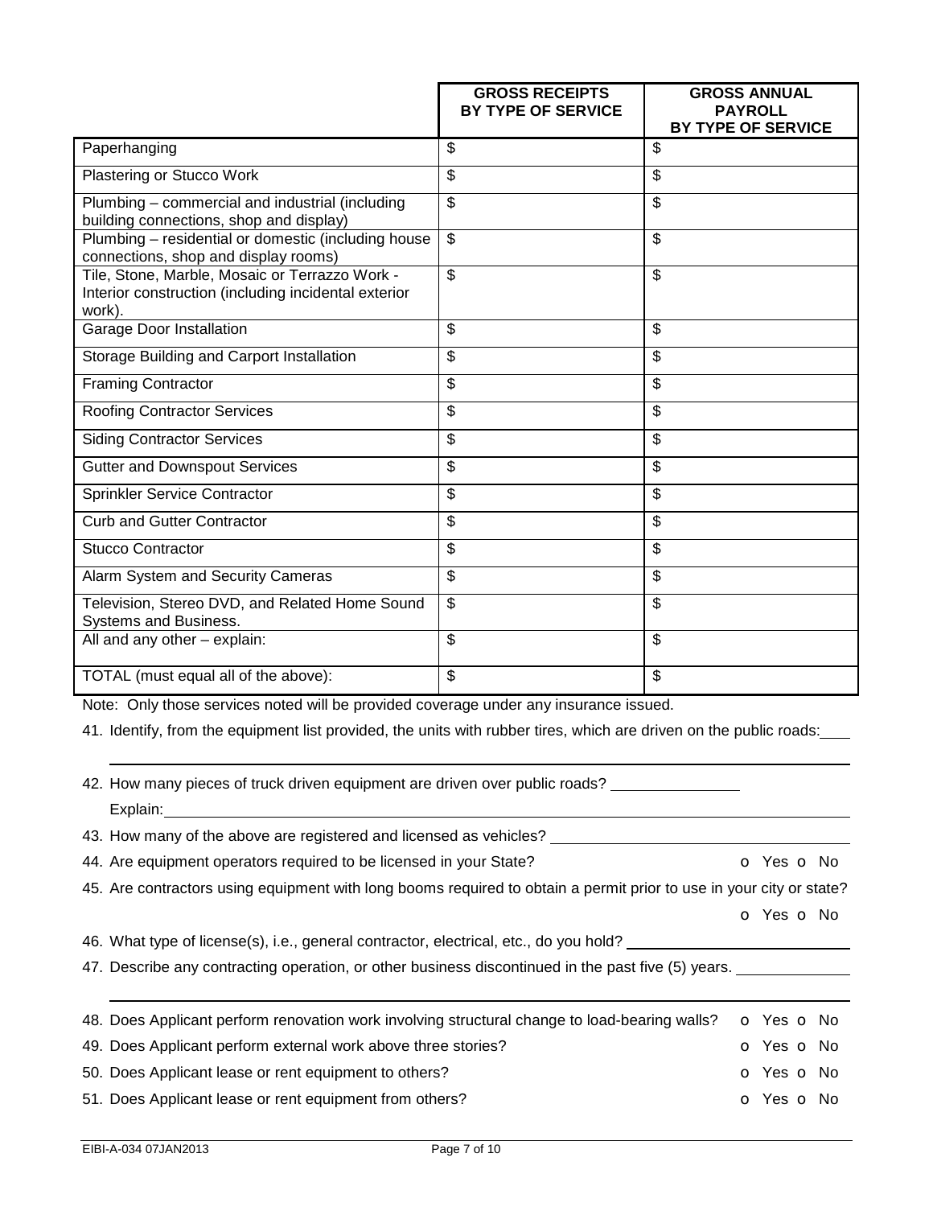| | GROSS RECEIPTS BY TYPE OF SERVICE | GROSS ANNUAL PAYROLL BY TYPE OF SERVICE |
|---|---|---|
| Paperhanging | $ | $ |
| Plastering or Stucco Work | $ | $ |
| Plumbing – commercial and industrial (including building connections, shop and display) | $ | $ |
| Plumbing – residential or domestic (including house connections, shop and display rooms) | $ | $ |
| Tile, Stone, Marble, Mosaic or Terrazzo Work - Interior construction (including incidental exterior work). | $ | $ |
| Garage Door Installation | $ | $ |
| Storage Building and Carport Installation | $ | $ |
| Framing Contractor | $ | $ |
| Roofing Contractor Services | $ | $ |
| Siding Contractor Services | $ | $ |
| Gutter and Downspout Services | $ | $ |
| Sprinkler Service Contractor | $ | $ |
| Curb and Gutter Contractor | $ | $ |
| Stucco Contractor | $ | $ |
| Alarm System and Security Cameras | $ | $ |
| Television, Stereo DVD, and Related Home Sound Systems and Business. | $ | $ |
| All and any other – explain: | $ | $ |
| TOTAL (must equal all of the above): | $ | $ |

Note: Only those services noted will be provided coverage under any insurance issued.

41. Identify, from the equipment list provided, the units with rubber tires, which are driven on the public roads: ____

_______________________________________________

42. How many pieces of truck driven equipment are driven over public roads? ____________

Explain: _______________________________________________

43. How many of the above are registered and licensed as vehicles? ____________

44. Are equipment operators required to be licensed in your State? o Yes o No

45. Are contractors using equipment with long booms required to obtain a permit prior to use in your city or state? o Yes o No

46. What type of license(s), i.e., general contractor, electrical, etc., do you hold? ____________

47. Describe any contracting operation, or other business discontinued in the past five (5) years. ____________

_______________________________________________

48. Does Applicant perform renovation work involving structural change to load-bearing walls? o Yes o No

49. Does Applicant perform external work above three stories? o Yes o No

50. Does Applicant lease or rent equipment to others? o Yes o No

51. Does Applicant lease or rent equipment from others? o Yes o No

EIBI-A-034 07JAN2013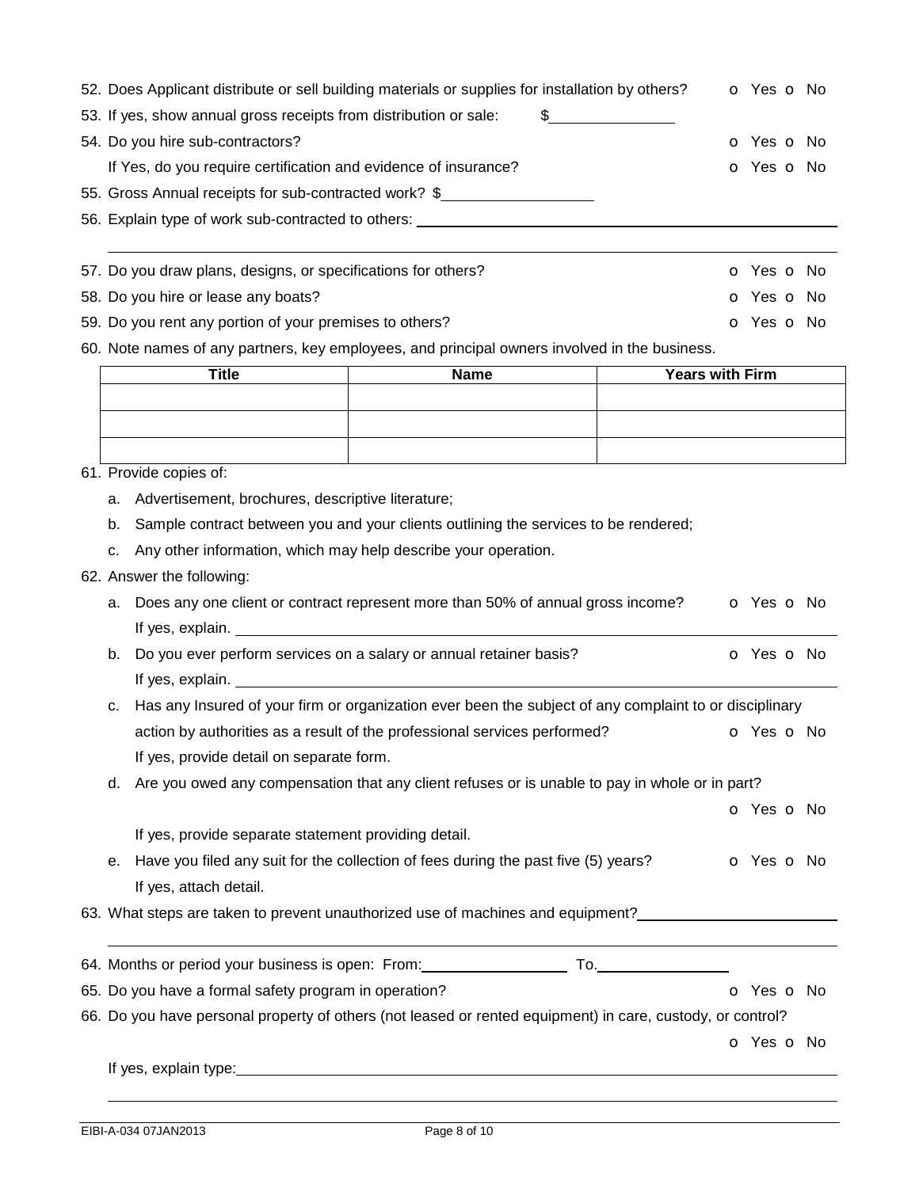52. Does Applicant distribute or sell building materials or supplies for installation by others? o Yes o No

53. If yes, show annual gross receipts from distribution or sale: $\_\_\_\_\_\_\_\_\_\_\_\_\_\_\_

54. Do you hire sub-contractors? o Yes o No

    If Yes, do you require certification and evidence of insurance? o Yes o No

55. Gross Annual receipts for sub-contracted work? $\_\_\_\_\_\_\_\_\_\_\_\_\_\_\_\_\_\_

56. Explain type of work sub-contracted to others: \_\_\_\_\_\_\_\_\_\_\_\_\_\_\_\_\_\_\_\_\_\_\_\_\_\_\_\_\_\_\_\_\_\_\_\_\_\_\_\_\_\_\_\_\_\_\_\_\_\_

57. Do you draw plans, designs, or specifications for others? o Yes o No

58. Do you hire or lease any boats? o Yes o No

59. Do you rent any portion of your premises to others? o Yes o No

60. Note names of any partners, key employees, and principal owners involved in the business.

| Title | Name | Years with Firm |
|---|---|---|
| | | |
| | | |
| | | |

61. Provide copies of:
    a. Advertisement, brochures, descriptive literature;
    b. Sample contract between you and your clients outlining the services to be rendered;
    c. Any other information, which may help describe your operation.

62. Answer the following:
    a. Does any one client or contract represent more than 50% of annual gross income? o Yes o No

       If yes, explain. \_\_\_\_\_\_\_\_\_\_\_\_\_\_\_\_\_\_\_\_\_\_\_\_\_\_\_\_\_\_\_\_\_\_\_\_\_\_\_\_\_\_\_\_\_\_\_\_\_\_

    b. Do you ever perform services on a salary or annual retainer basis? o Yes o No

       If yes, explain. \_\_\_\_\_\_\_\_\_\_\_\_\_\_\_\_\_\_\_\_\_\_\_\_\_\_\_\_\_\_\_\_\_\_\_\_\_\_\_\_\_\_\_\_\_\_\_\_\_\_

    c. Has any Insured of your firm or organization ever been the subject of any complaint to or disciplinary action by authorities as a result of the professional services performed? o Yes o No

       If yes, provide detail on separate form.

    d. Are you owed any compensation that any client refuses or is unable to pay in whole or in part? o Yes o No

       If yes, provide separate statement providing detail.

    e. Have you filed any suit for the collection of fees during the past five (5) years? o Yes o No

       If yes, attach detail.

63. What steps are taken to prevent unauthorized use of machines and equipment? \_\_\_\_\_\_\_\_\_\_\_\_\_\_\_\_\_\_\_\_\_\_\_\_\_\_\_\_

64. Months or period your business is open: From: \_\_\_\_\_\_\_\_\_\_\_\_\_\_\_\_\_\_ To. \_\_\_\_\_\_\_\_\_\_\_\_\_\_\_\_\_\_

65. Do you have a formal safety program in operation? o Yes o No

66. Do you have personal property of others (not leased or rented equipment) in care, custody, or control? o Yes o No

    If yes, explain type: \_\_\_\_\_\_\_\_\_\_\_\_\_\_\_\_\_\_\_\_\_\_\_\_\_\_\_\_\_\_\_\_\_\_\_\_\_\_\_\_\_\_\_\_\_\_\_\_\_\_

EIBI-A-034 07JAN2013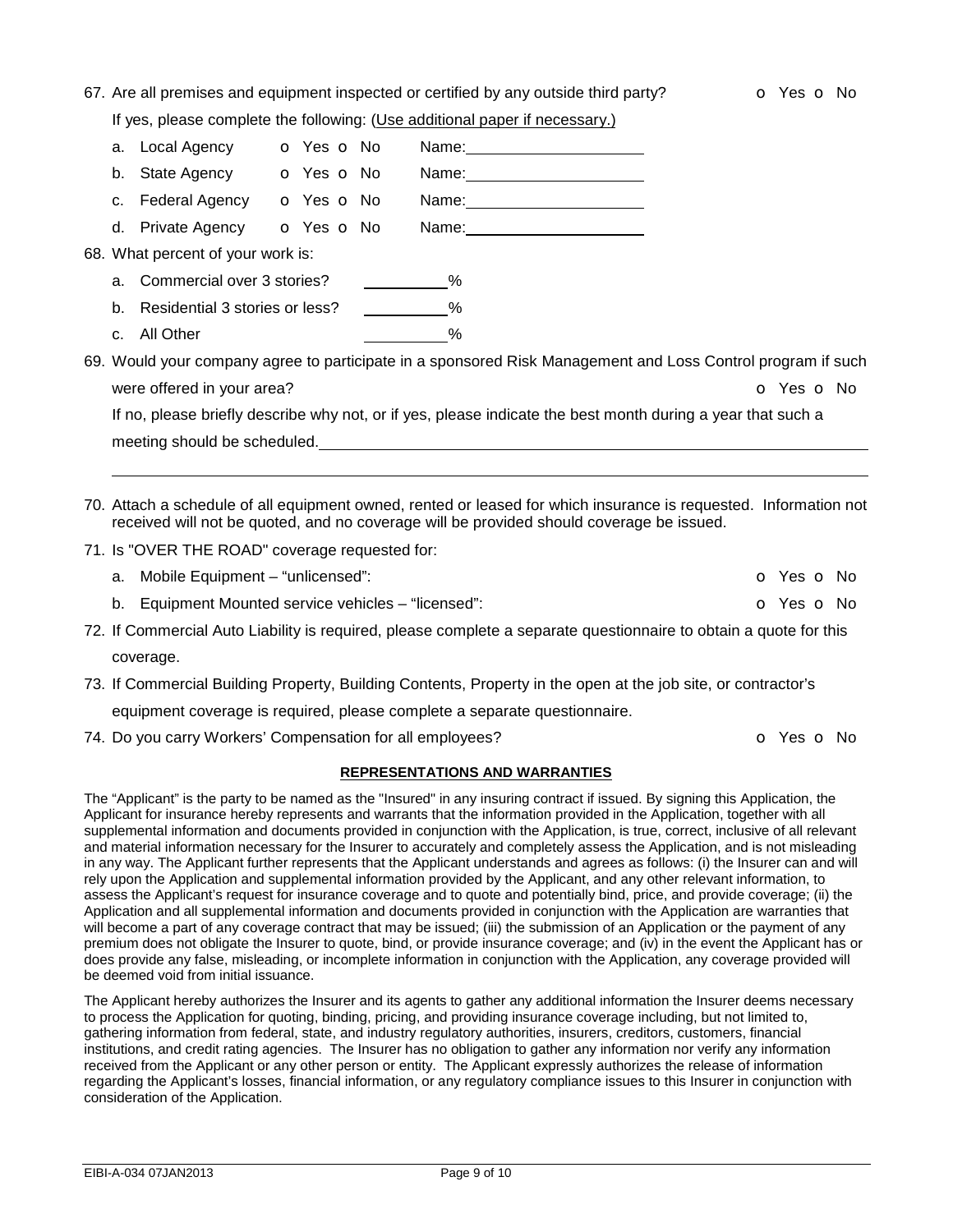67. Are all premises and equipment inspected or certified by any outside third party? o Yes o No

    If yes, please complete the following: (Use additional paper if necessary.)

    a. Local Agency o Yes o No Name:\_\_\_\_\_\_\_\_\_\_\_\_\_\_\_\_\_\_\_\_

    b. State Agency o Yes o No Name:\_\_\_\_\_\_\_\_\_\_\_\_\_\_\_\_\_\_\_\_

    c. Federal Agency o Yes o No Name:\_\_\_\_\_\_\_\_\_\_\_\_\_\_\_\_\_\_\_\_

    d. Private Agency o Yes o No Name:\_\_\_\_\_\_\_\_\_\_\_\_\_\_\_\_\_\_\_\_

68. What percent of your work is:

    a. Commercial over 3 stories? \_\_\_\_\_\_\_\_\_\_%

    b. Residential 3 stories or less? \_\_\_\_\_\_\_\_\_\_%

    c. All Other \_\_\_\_\_\_\_\_\_\_%

69. Would your company agree to participate in a sponsored Risk Management and Loss Control program if such were offered in your area? o Yes o No

    If no, please briefly describe why not, or if yes, please indicate the best month during a year that such a meeting should be scheduled.\_\_\_\_\_\_\_\_\_\_\_\_\_\_\_\_\_\_\_\_\_\_\_\_\_\_\_\_\_\_\_\_\_\_\_\_\_\_\_\_

    \_\_\_\_\_\_\_\_\_\_\_\_\_\_\_\_\_\_\_\_\_\_\_\_\_\_\_\_\_\_\_\_\_\_\_\_\_\_\_\_\_\_\_\_\_\_\_\_\_\_\_\_\_\_\_\_\_\_\_\_\_\_\_\_\_\_\_\_\_\_

70. Attach a schedule of all equipment owned, rented or leased for which insurance is requested. Information not received will not be quoted, and no coverage will be provided should coverage be issued.

71. Is "OVER THE ROAD" coverage requested for:

    a. Mobile Equipment – "unlicensed": o Yes o No

    b. Equipment Mounted service vehicles – "licensed": o Yes o No

72. If Commercial Auto Liability is required, please complete a separate questionnaire to obtain a quote for this coverage.

73. If Commercial Building Property, Building Contents, Property in the open at the job site, or contractor's equipment coverage is required, please complete a separate questionnaire.

74. Do you carry Workers' Compensation for all employees? o Yes o No

## REPRESENTATIONS AND WARRANTIES

The "Applicant" is the party to be named as the "Insured" in any insuring contract if issued. By signing this Application, the Applicant for insurance hereby represents and warrants that the information provided in the Application, together with all supplemental information and documents provided in conjunction with the Application, is true, correct, inclusive of all relevant and material information necessary for the Insurer to accurately and completely assess the Application, and is not misleading in any way. The Applicant further represents that the Applicant understands and agrees as follows: (i) the Insurer can and will rely upon the Application and supplemental information provided by the Applicant, and any other relevant information, to assess the Applicant's request for insurance coverage and to quote and potentially bind, price, and provide coverage; (ii) the Application and all supplemental information and documents provided in conjunction with the Application are warranties that will become a part of any coverage contract that may be issued; (iii) the submission of an Application or the payment of any premium does not obligate the Insurer to quote, bind, or provide insurance coverage; and (iv) in the event the Applicant has or does provide any false, misleading, or incomplete information in conjunction with the Application, any coverage provided will be deemed void from initial issuance.

The Applicant hereby authorizes the Insurer and its agents to gather any additional information the Insurer deems necessary to process the Application for quoting, binding, pricing, and providing insurance coverage including, but not limited to, gathering information from federal, state, and industry regulatory authorities, insurers, creditors, customers, financial institutions, and credit rating agencies. The Insurer has no obligation to gather any information nor verify any information received from the Applicant or any other person or entity. The Applicant expressly authorizes the release of information regarding the Applicant's losses, financial information, or any regulatory compliance issues to this Insurer in conjunction with consideration of the Application.

EIBI-A-034 07JAN2013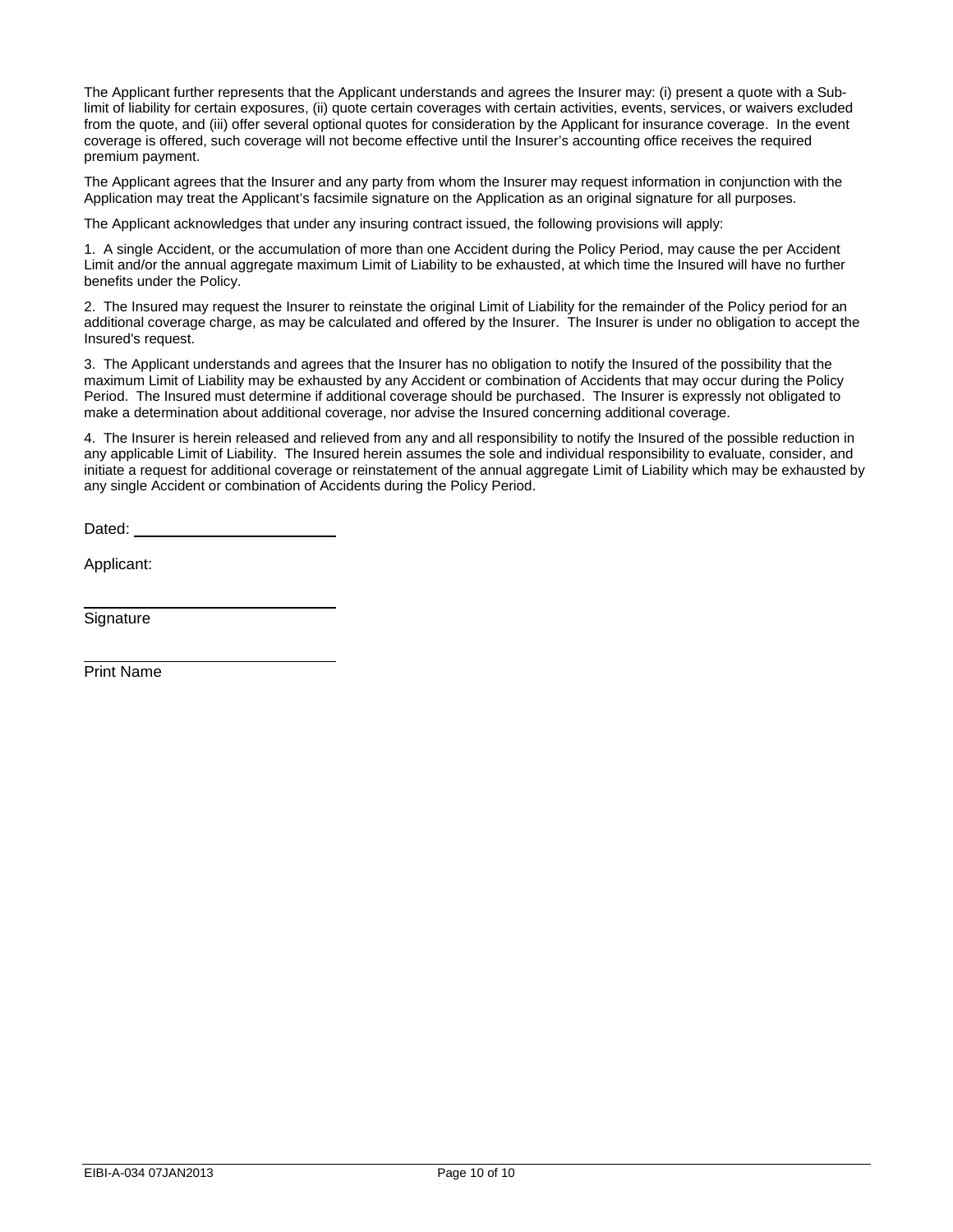The Applicant further represents that the Applicant understands and agrees the Insurer may: (i) present a quote with a Sub-limit of liability for certain exposures, (ii) quote certain coverages with certain activities, events, services, or waivers excluded from the quote, and (iii) offer several optional quotes for consideration by the Applicant for insurance coverage. In the event coverage is offered, such coverage will not become effective until the Insurer's accounting office receives the required premium payment.

The Applicant agrees that the Insurer and any party from whom the Insurer may request information in conjunction with the Application may treat the Applicant's facsimile signature on the Application as an original signature for all purposes.

The Applicant acknowledges that under any insuring contract issued, the following provisions will apply:

1. A single Accident, or the accumulation of more than one Accident during the Policy Period, may cause the per Accident Limit and/or the annual aggregate maximum Limit of Liability to be exhausted, at which time the Insured will have no further benefits under the Policy.

2. The Insured may request the Insurer to reinstate the original Limit of Liability for the remainder of the Policy period for an additional coverage charge, as may be calculated and offered by the Insurer. The Insurer is under no obligation to accept the Insured's request.

3. The Applicant understands and agrees that the Insurer has no obligation to notify the Insured of the possibility that the maximum Limit of Liability may be exhausted by any Accident or combination of Accidents that may occur during the Policy Period. The Insured must determine if additional coverage should be purchased. The Insurer is expressly not obligated to make a determination about additional coverage, nor advise the Insured concerning additional coverage.

4. The Insurer is herein released and relieved from any and all responsibility to notify the Insured of the possible reduction in any applicable Limit of Liability. The Insured herein assumes the sole and individual responsibility to evaluate, consider, and initiate a request for additional coverage or reinstatement of the annual aggregate Limit of Liability which may be exhausted by any single Accident or combination of Accidents during the Policy Period.

Dated: ______________________

Applicant:

______________________
Signature

______________________
Print Name

EIBI-A-034 07JAN2013